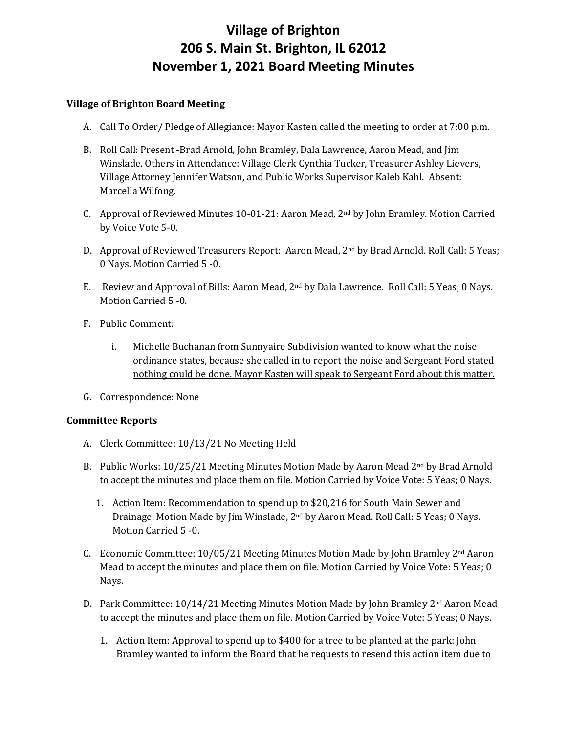# Village of Brighton
# 206 S. Main St. Brighton, IL 62012
# November 1, 2021 Board Meeting Minutes

**Village of Brighton Board Meeting**

A. Call To Order/ Pledge of Allegiance: Mayor Kasten called the meeting to order at 7:00 p.m.

B. Roll Call: Present -Brad Arnold, John Bramley, Dala Lawrence, Aaron Mead, and Jim Winslade. Others in Attendance: Village Clerk Cynthia Tucker, Treasurer Ashley Lievers, Village Attorney Jennifer Watson, and Public Works Supervisor Kaleb Kahl. Absent: Marcella Wilfong.

C. Approval of Reviewed Minutes 10-01-21: Aaron Mead, 2nd by John Bramley. Motion Carried by Voice Vote 5-0.

D. Approval of Reviewed Treasurers Report: Aaron Mead, 2nd by Brad Arnold. Roll Call: 5 Yeas; 0 Nays. Motion Carried 5 -0.

E. Review and Approval of Bills: Aaron Mead, 2nd by Dala Lawrence. Roll Call: 5 Yeas; 0 Nays. Motion Carried 5 -0.

F. Public Comment:

   i. Michelle Buchanan from Sunnyaire Subdivision wanted to know what the noise ordinance states, because she called in to report the noise and Sergeant Ford stated nothing could be done. Mayor Kasten will speak to Sergeant Ford about this matter.

G. Correspondence: None

**Committee Reports**

A. Clerk Committee: 10/13/21 No Meeting Held

B. Public Works: 10/25/21 Meeting Minutes Motion Made by Aaron Mead 2nd by Brad Arnold to accept the minutes and place them on file. Motion Carried by Voice Vote: 5 Yeas; 0 Nays.

   1. Action Item: Recommendation to spend up to $20,216 for South Main Sewer and Drainage. Motion Made by Jim Winslade, 2nd by Aaron Mead. Roll Call: 5 Yeas; 0 Nays. Motion Carried 5 -0.

C. Economic Committee: 10/05/21 Meeting Minutes Motion Made by John Bramley 2nd Aaron Mead to accept the minutes and place them on file. Motion Carried by Voice Vote: 5 Yeas; 0 Nays.

D. Park Committee: 10/14/21 Meeting Minutes Motion Made by John Bramley 2nd Aaron Mead to accept the minutes and place them on file. Motion Carried by Voice Vote: 5 Yeas; 0 Nays.

   1. Action Item: Approval to spend up to $400 for a tree to be planted at the park: John Bramley wanted to inform the Board that he requests to resend this action item due to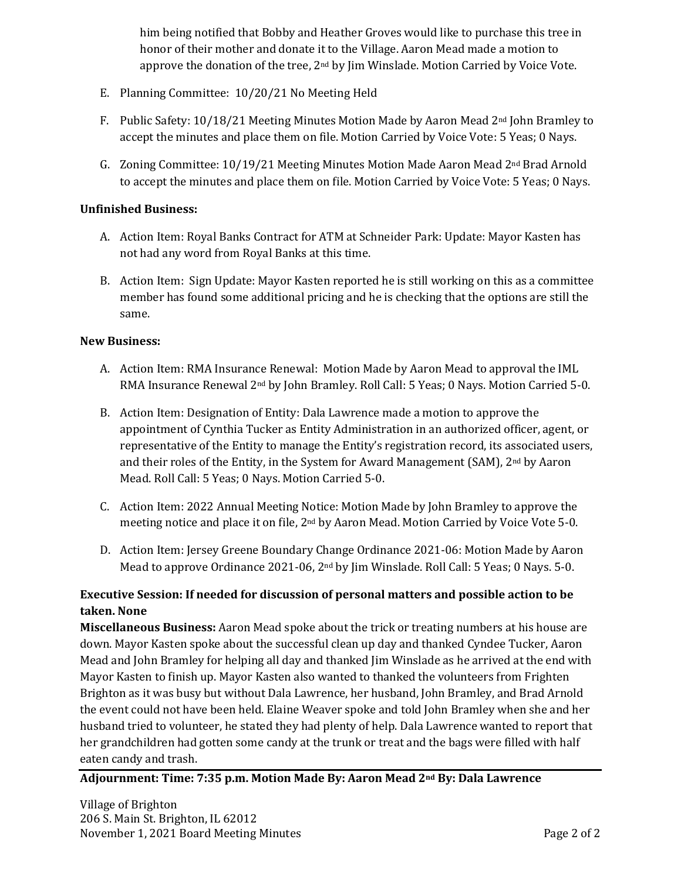him being notified that Bobby and Heather Groves would like to purchase this tree in honor of their mother and donate it to the Village. Aaron Mead made a motion to approve the donation of the tree, 2nd by Jim Winslade. Motion Carried by Voice Vote.

E. Planning Committee: 10/20/21 No Meeting Held

F. Public Safety: 10/18/21 Meeting Minutes Motion Made by Aaron Mead 2nd John Bramley to accept the minutes and place them on file. Motion Carried by Voice Vote: 5 Yeas; 0 Nays.

G. Zoning Committee: 10/19/21 Meeting Minutes Motion Made Aaron Mead 2nd Brad Arnold to accept the minutes and place them on file. Motion Carried by Voice Vote: 5 Yeas; 0 Nays.

**Unfinished Business:**

A. Action Item: Royal Banks Contract for ATM at Schneider Park: Update: Mayor Kasten has not had any word from Royal Banks at this time.

B. Action Item: Sign Update: Mayor Kasten reported he is still working on this as a committee member has found some additional pricing and he is checking that the options are still the same.

**New Business:**

A. Action Item: RMA Insurance Renewal: Motion Made by Aaron Mead to approval the IML RMA Insurance Renewal 2nd by John Bramley. Roll Call: 5 Yeas; 0 Nays. Motion Carried 5-0.

B. Action Item: Designation of Entity: Dala Lawrence made a motion to approve the appointment of Cynthia Tucker as Entity Administration in an authorized officer, agent, or representative of the Entity to manage the Entity's registration record, its associated users, and their roles of the Entity, in the System for Award Management (SAM), 2nd by Aaron Mead. Roll Call: 5 Yeas; 0 Nays. Motion Carried 5-0.

C. Action Item: 2022 Annual Meeting Notice: Motion Made by John Bramley to approve the meeting notice and place it on file, 2nd by Aaron Mead. Motion Carried by Voice Vote 5-0.

D. Action Item: Jersey Greene Boundary Change Ordinance 2021-06: Motion Made by Aaron Mead to approve Ordinance 2021-06, 2nd by Jim Winslade. Roll Call: 5 Yeas; 0 Nays. 5-0.

**Executive Session: If needed for discussion of personal matters and possible action to be taken. None**

**Miscellaneous Business:** Aaron Mead spoke about the trick or treating numbers at his house are down. Mayor Kasten spoke about the successful clean up day and thanked Cyndee Tucker, Aaron Mead and John Bramley for helping all day and thanked Jim Winslade as he arrived at the end with Mayor Kasten to finish up. Mayor Kasten also wanted to thanked the volunteers from Frighten Brighton as it was busy but without Dala Lawrence, her husband, John Bramley, and Brad Arnold the event could not have been held. Elaine Weaver spoke and told John Bramley when she and her husband tried to volunteer, he stated they had plenty of help. Dala Lawrence wanted to report that her grandchildren had gotten some candy at the trunk or treat and the bags were filled with half eaten candy and trash.

**Adjournment: Time: 7:35 p.m. Motion Made By: Aaron Mead 2nd By: Dala Lawrence**

Village of Brighton
206 S. Main St. Brighton, IL 62012
November 1, 2021 Board Meeting Minutes